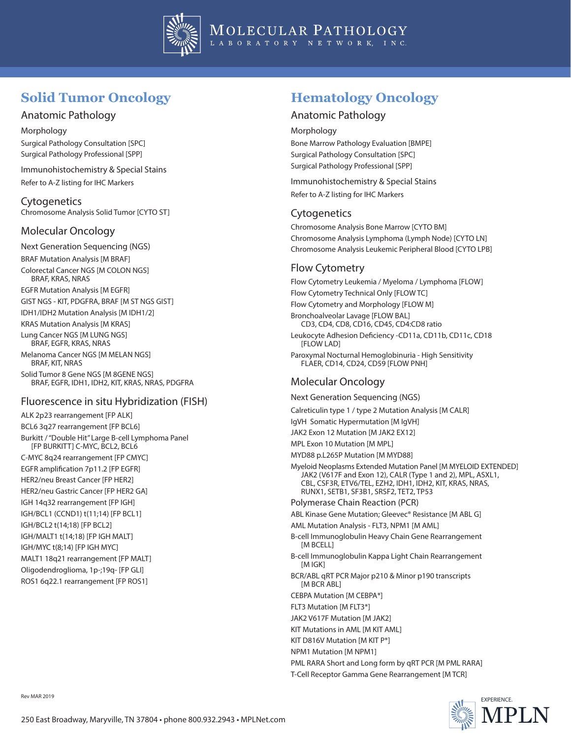# Molecular Pathology Laboratory Network, Inc.

## Solid Tumor Oncology

### Anatomic Pathology

#### Morphology

Surgical Pathology Consultation [SPC]
Surgical Pathology Professional [SPP]

#### Immunohistochemistry & Special Stains

Refer to A-Z listing for IHC Markers

### Cytogenetics

Chromosome Analysis Solid Tumor [CYTO ST]

### Molecular Oncology

#### Next Generation Sequencing (NGS)

BRAF Mutation Analysis [M BRAF]

Colorectal Cancer NGS [M COLON NGS]
BRAF, KRAS, NRAS

EGFR Mutation Analysis [M EGFR]

GIST NGS - KIT, PDGFRA, BRAF [M ST NGS GIST]

IDH1/IDH2 Mutation Analysis [M IDH1/2]

KRAS Mutation Analysis [M KRAS]

Lung Cancer NGS [M LUNG NGS]
BRAF, EGFR, KRAS, NRAS

Melanoma Cancer NGS [M MELAN NGS]
BRAF, KIT, NRAS

Solid Tumor 8 Gene NGS [M 8GENE NGS]
BRAF, EGFR, IDH1, IDH2, KIT, KRAS, NRAS, PDGFRA

### Fluorescence in situ Hybridization (FISH)

ALK 2p23 rearrangement [FP ALK]

BCL6 3q27 rearrangement [FP BCL6]

Burkitt / "Double Hit" Large B-cell Lymphoma Panel
[FP BURKITT] C-MYC, BCL2, BCL6

C-MYC 8q24 rearrangement [FP CMYC]

EGFR amplification 7p11.2 [FP EGFR]

HER2/neu Breast Cancer [FP HER2]

HER2/neu Gastric Cancer [FP HER2 GA]

IGH 14q32 rearrangement [FP IGH]

IGH/BCL1 (CCND1) t(11;14) [FP BCL1]

IGH/BCL2 t(14;18) [FP BCL2]

IGH/MALT1 t(14;18) [FP IGH MALT]

IGH/MYC t(8;14) [FP IGH MYC]

MALT1 18q21 rearrangement [FP MALT]

Oligodendroglioma, 1p-;19q- [FP GLI]

ROS1 6q22.1 rearrangement [FP ROS1]

## Hematology Oncology

### Anatomic Pathology

#### Morphology

Bone Marrow Pathology Evaluation [BMPE]
Surgical Pathology Consultation [SPC]
Surgical Pathology Professional [SPP]

#### Immunohistochemistry & Special Stains

Refer to A-Z listing for IHC Markers

### Cytogenetics

Chromosome Analysis Bone Marrow [CYTO BM]
Chromosome Analysis Lymphoma (Lymph Node) [CYTO LN]
Chromosome Analysis Leukemic Peripheral Blood [CYTO LPB]

### Flow Cytometry

Flow Cytometry Leukemia / Myeloma / Lymphoma [FLOW]

Flow Cytometry Technical Only [FLOW TC]

Flow Cytometry and Morphology [FLOW M]

Bronchoalveolar Lavage [FLOW BAL]
CD3, CD4, CD8, CD16, CD45, CD4:CD8 ratio

Leukocyte Adhesion Deficiency -CD11a, CD11b, CD11c, CD18
[FLOW LAD]

Paroxymal Nocturnal Hemoglobinuria - High Sensitivity
FLAER, CD14, CD24, CD59 [FLOW PNH]

### Molecular Oncology

#### Next Generation Sequencing (NGS)

Calreticulin type 1 / type 2 Mutation Analysis [M CALR]

IgVH Somatic Hypermutation [M IgVH]

JAK2 Exon 12 Mutation [M JAK2 EX12]

MPL Exon 10 Mutation [M MPL]

MYD88 p.L265P Mutation [M MYD88]

Myeloid Neoplasms Extended Mutation Panel [M MYELOID EXTENDED]
JAK2 (V617F and Exon 12), CALR (Type 1 and 2), MPL, ASXL1, CBL, CSF3R, ETV6/TEL, EZH2, IDH1, IDH2, KIT, KRAS, NRAS, RUNX1, SETB1, SF3B1, SRSF2, TET2, TP53

#### Polymerase Chain Reaction (PCR)

ABL Kinase Gene Mutation; Gleevec® Resistance [M ABL G]

AML Mutation Analysis - FLT3, NPM1 [M AML]

B-cell Immunoglobulin Heavy Chain Gene Rearrangement
[M BCELL]

B-cell Immunoglobulin Kappa Light Chain Rearrangement
[M IGK]

BCR/ABL qRT PCR Major p210 & Minor p190 transcripts
[M BCR ABL]

CEBPA Mutation [M CEBPA*]

FLT3 Mutation [M FLT3*]

JAK2 V617F Mutation [M JAK2]

KIT Mutations in AML [M KIT AML]

KIT D816V Mutation [M KIT P*]

NPM1 Mutation [M NPM1]

PML RARA Short and Long form by qRT PCR [M PML RARA]

T-Cell Receptor Gamma Gene Rearrangement [M TCR]

Rev MAR 2019

250 East Broadway, Maryville, TN 37804 • phone 800.932.2943 • MPLNet.com

EXPERIENCE. MPLN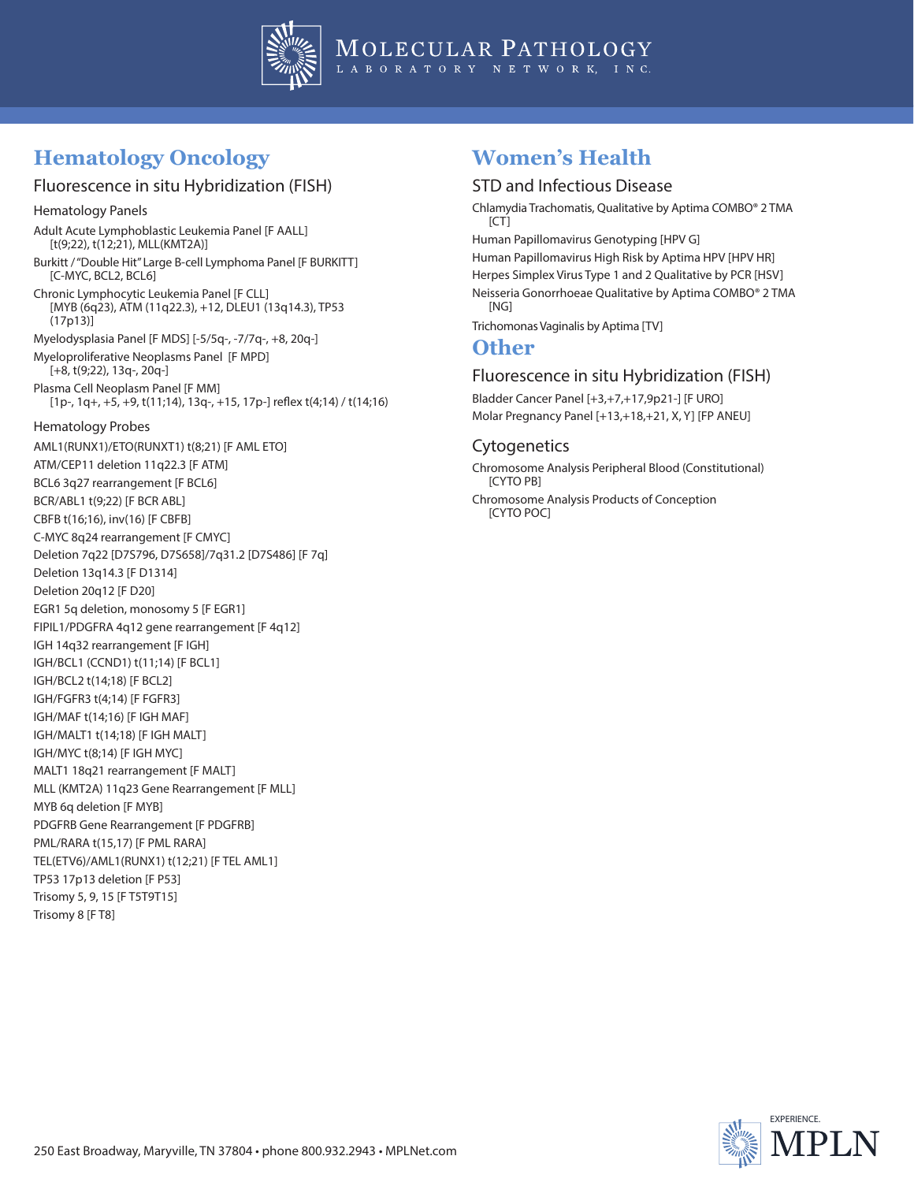# Hematology Oncology

## Fluorescence in situ Hybridization (FISH)

### Hematology Panels

Adult Acute Lymphoblastic Leukemia Panel [F AALL]
[t(9;22), t(12;21), MLL(KMT2A)]

Burkitt / "Double Hit" Large B-cell Lymphoma Panel [F BURKITT]
[C-MYC, BCL2, BCL6]

Chronic Lymphocytic Leukemia Panel [F CLL]
[MYB (6q23), ATM (11q22.3), +12, DLEU1 (13q14.3), TP53 (17p13)]

Myelodysplasia Panel [F MDS] [-5/5q-, -7/7q-, +8, 20q-]

Myeloproliferative Neoplasms Panel [F MPD]
[+8, t(9;22), 13q-, 20q-]

Plasma Cell Neoplasm Panel [F MM]
[1p-, 1q+, +5, +9, t(11;14), 13q-, +15, 17p-] reflex t(4;14) / t(14;16)

### Hematology Probes

AML1(RUNX1)/ETO(RUNXT1) t(8;21) [F AML ETO]
ATM/CEP11 deletion 11q22.3 [F ATM]
BCL6 3q27 rearrangement [F BCL6]
BCR/ABL1 t(9;22) [F BCR ABL]
CBFB t(16;16), inv(16) [F CBFB]
C-MYC 8q24 rearrangement [F CMYC]
Deletion 7q22 [D7S796, D7S658]/7q31.2 [D7S486] [F 7q]
Deletion 13q14.3 [F D1314]
Deletion 20q12 [F D20]
EGR1 5q deletion, monosomy 5 [F EGR1]
FIPIL1/PDGFRA 4q12 gene rearrangement [F 4q12]
IGH 14q32 rearrangement [F IGH]
IGH/BCL1 (CCND1) t(11;14) [F BCL1]
IGH/BCL2 t(14;18) [F BCL2]
IGH/FGFR3 t(4;14) [F FGFR3]
IGH/MAF t(14;16) [F IGH MAF]
IGH/MALT1 t(14;18) [F IGH MALT]
IGH/MYC t(8;14) [F IGH MYC]
MALT1 18q21 rearrangement [F MALT]
MLL (KMT2A) 11q23 Gene Rearrangement [F MLL]
MYB 6q deletion [F MYB]
PDGFRB Gene Rearrangement [F PDGFRB]
PML/RARA t(15,17) [F PML RARA]
TEL(ETV6)/AML1(RUNX1) t(12;21) [F TEL AML1]
TP53 17p13 deletion [F P53]
Trisomy 5, 9, 15 [F T5T9T15]
Trisomy 8 [F T8]

# Women's Health

## STD and Infectious Disease

Chlamydia Trachomatis, Qualitative by Aptima COMBO® 2 TMA [CT]

Human Papillomavirus Genotyping [HPV G]

Human Papillomavirus High Risk by Aptima HPV [HPV HR]

Herpes Simplex Virus Type 1 and 2 Qualitative by PCR [HSV]

Neisseria Gonorrhoeae Qualitative by Aptima COMBO® 2 TMA [NG]

Trichomonas Vaginalis by Aptima [TV]

# Other

## Fluorescence in situ Hybridization (FISH)

Bladder Cancer Panel [+3,+7,+17,9p21-] [F URO]
Molar Pregnancy Panel [+13,+18,+21, X, Y] [FP ANEU]

## Cytogenetics

Chromosome Analysis Peripheral Blood (Constitutional) [CYTO PB]

Chromosome Analysis Products of Conception [CYTO POC]

250 East Broadway, Maryville, TN 37804 • phone 800.932.2943 • MPLNet.com